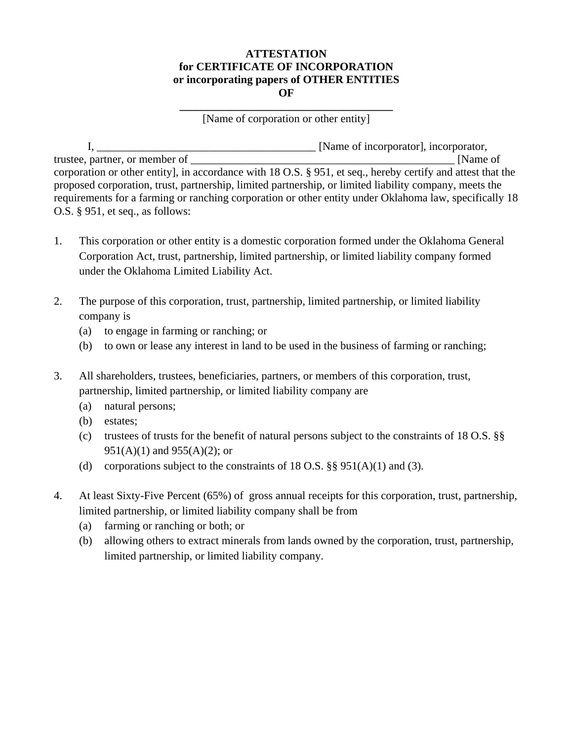**ATTESTATION**
**for CERTIFICATE OF INCORPORATION**
**or incorporating papers of OTHER ENTITIES**
**OF**

**_____________________________________**
[Name of corporation or other entity]

I, _______________________________________ [Name of incorporator], incorporator, trustee, partner, or member of ________________________________________________ [Name of corporation or other entity], in accordance with 18 O.S. § 951, et seq., hereby certify and attest that the proposed corporation, trust, partnership, limited partnership, or limited liability company, meets the requirements for a farming or ranching corporation or other entity under Oklahoma law, specifically 18 O.S. § 951, et seq., as follows:

1. This corporation or other entity is a domestic corporation formed under the Oklahoma General Corporation Act, trust, partnership, limited partnership, or limited liability company formed under the Oklahoma Limited Liability Act.

2. The purpose of this corporation, trust, partnership, limited partnership, or limited liability company is
   (a) to engage in farming or ranching; or
   (b) to own or lease any interest in land to be used in the business of farming or ranching;

3. All shareholders, trustees, beneficiaries, partners, or members of this corporation, trust, partnership, limited partnership, or limited liability company are
   (a) natural persons;
   (b) estates;
   (c) trustees of trusts for the benefit of natural persons subject to the constraints of 18 O.S. §§ 951(A)(1) and 955(A)(2); or
   (d) corporations subject to the constraints of 18 O.S. §§ 951(A)(1) and (3).

4. At least Sixty-Five Percent (65%) of gross annual receipts for this corporation, trust, partnership, limited partnership, or limited liability company shall be from
   (a) farming or ranching or both; or
   (b) allowing others to extract minerals from lands owned by the corporation, trust, partnership, limited partnership, or limited liability company.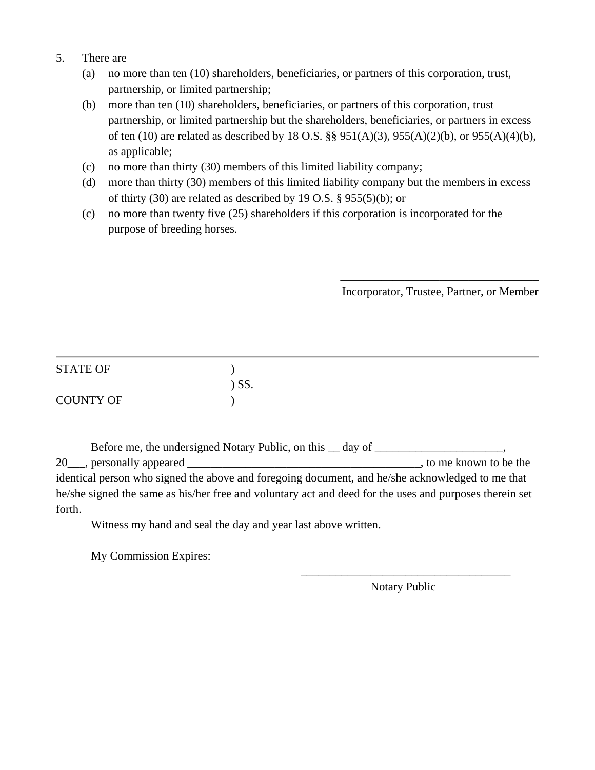5. There are
   (a) no more than ten (10) shareholders, beneficiaries, or partners of this corporation, trust, partnership, or limited partnership;
   (b) more than ten (10) shareholders, beneficiaries, or partners of this corporation, trust partnership, or limited partnership but the shareholders, beneficiaries, or partners in excess of ten (10) are related as described by 18 O.S. §§ 951(A)(3), 955(A)(2)(b), or 955(A)(4)(b), as applicable;
   (c) no more than thirty (30) members of this limited liability company;
   (d) more than thirty (30) members of this limited liability company but the members in excess of thirty (30) are related as described by 19 O.S. § 955(5)(b); or
   (c) no more than twenty five (25) shareholders if this corporation is incorporated for the purpose of breeding horses.

\_\_\_\_\_\_\_\_\_\_\_\_\_\_\_\_\_\_\_\_\_\_\_\_\_\_\_\_\_\_\_\_\_\_\_

Incorporator, Trustee, Partner, or Member

---

STATE OF )
) SS.
COUNTY OF )

Before me, the undersigned Notary Public, on this __ day of ______________________, 20___, personally appeared _________________________________________, to me known to be the identical person who signed the above and foregoing document, and he/she acknowledged to me that he/she signed the same as his/her free and voluntary act and deed for the uses and purposes therein set forth.

Witness my hand and seal the day and year last above written.

My Commission Expires:

_____________________________________

Notary Public